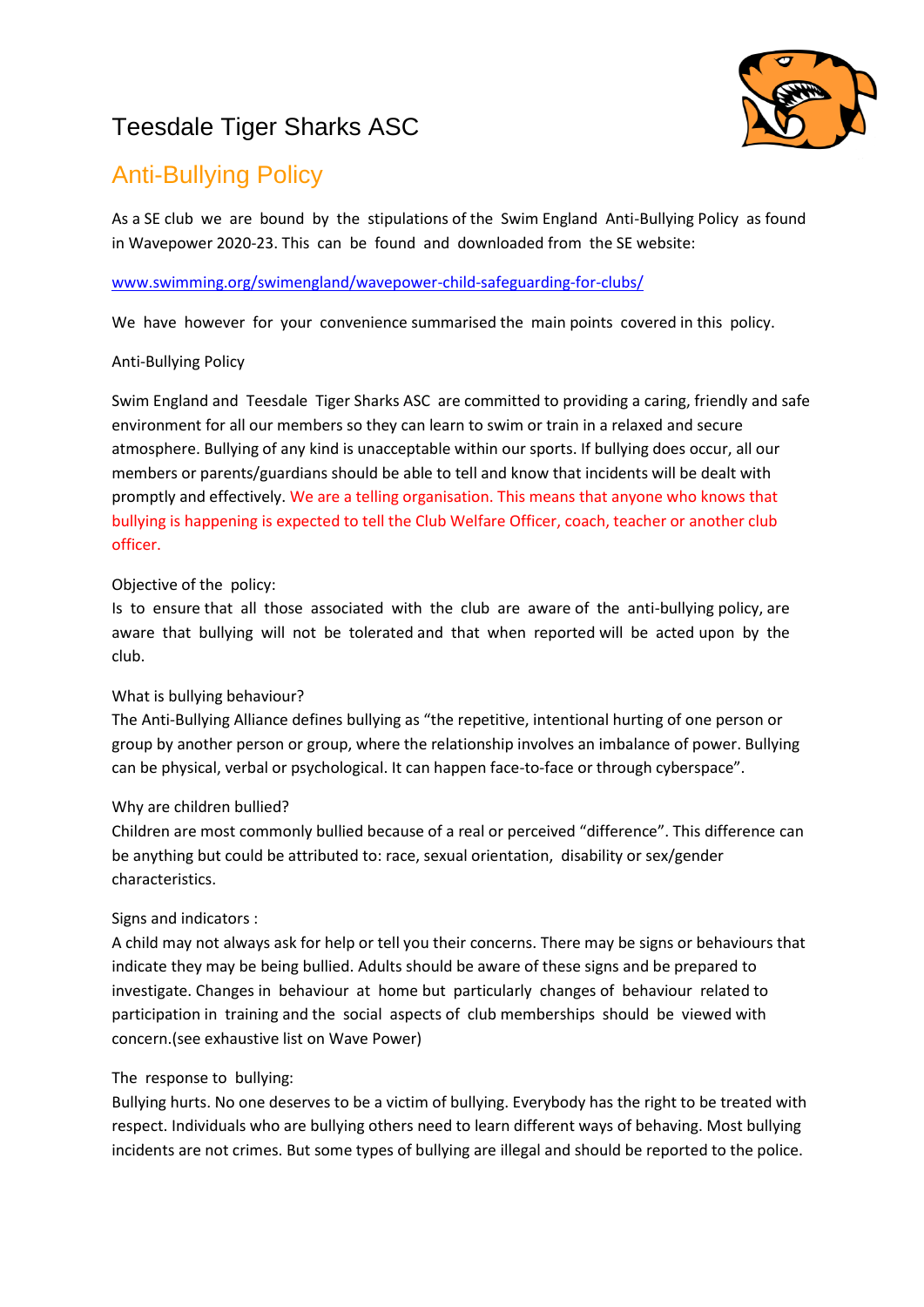# Teesdale Tiger Sharks ASC

## Anti-Bullying Policy

As a SE club we are bound by the stipulations of the Swim England Anti-Bullying Policy as found in Wavepower 2020-23. This can be found and downloaded from the SE website:

[www.swimming.org/swimengland/wavepower-child-safeguarding-for-clubs/](www.swimming.org/swimengland/wavepower-child-safeguarding-for-clubs/)

We have however for your convenience summarised the main points covered in this policy.

Anti-Bullying Policy

Swim England and Teesdale Tiger Sharks ASC are committed to providing a caring, friendly and safe environment for all our members so they can learn to swim or train in a relaxed and secure atmosphere. Bullying of any kind is unacceptable within our sports. If bullying does occur, all our members or parents/guardians should be able to tell and know that incidents will be dealt with promptly and effectively. We are a telling organisation. This means that anyone who knows that bullying is happening is expected to tell the Club Welfare Officer, coach, teacher or another club officer.

Objective of the policy:
Is to ensure that all those associated with the club are aware of the anti-bullying policy, are aware that bullying will not be tolerated and that when reported will be acted upon by the club.

What is bullying behaviour?
The Anti-Bullying Alliance defines bullying as "the repetitive, intentional hurting of one person or group by another person or group, where the relationship involves an imbalance of power. Bullying can be physical, verbal or psychological. It can happen face-to-face or through cyberspace".

Why are children bullied?
Children are most commonly bullied because of a real or perceived "difference". This difference can be anything but could be attributed to: race, sexual orientation, disability or sex/gender characteristics.

Signs and indicators :
A child may not always ask for help or tell you their concerns. There may be signs or behaviours that indicate they may be being bullied. Adults should be aware of these signs and be prepared to investigate. Changes in behaviour at home but particularly changes of behaviour related to participation in training and the social aspects of club memberships should be viewed with concern.(see exhaustive list on Wave Power)

The response to bullying:
Bullying hurts. No one deserves to be a victim of bullying. Everybody has the right to be treated with respect. Individuals who are bullying others need to learn different ways of behaving. Most bullying incidents are not crimes. But some types of bullying are illegal and should be reported to the police.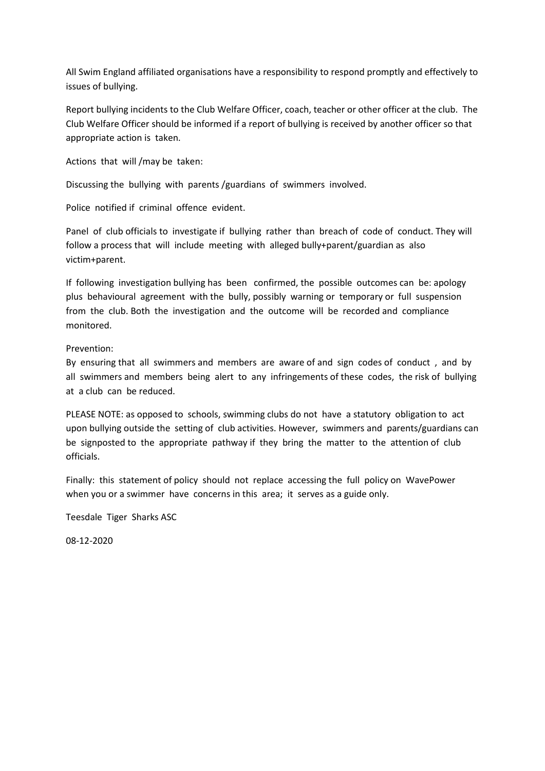All Swim England affiliated organisations have a responsibility to respond promptly and effectively to issues of bullying.

Report bullying incidents to the Club Welfare Officer, coach, teacher or other officer at the club. The Club Welfare Officer should be informed if a report of bullying is received by another officer so that appropriate action is taken.

Actions that will /may be taken:

Discussing the bullying with parents /guardians of swimmers involved.

Police notified if criminal offence evident.

Panel of club officials to investigate if bullying rather than breach of code of conduct. They will follow a process that will include meeting with alleged bully+parent/guardian as also victim+parent.

If following investigation bullying has been confirmed, the possible outcomes can be: apology plus behavioural agreement with the bully, possibly warning or temporary or full suspension from the club. Both the investigation and the outcome will be recorded and compliance monitored.

Prevention:
By ensuring that all swimmers and members are aware of and sign codes of conduct , and by all swimmers and members being alert to any infringements of these codes, the risk of bullying at a club can be reduced.

PLEASE NOTE: as opposed to schools, swimming clubs do not have a statutory obligation to act upon bullying outside the setting of club activities. However, swimmers and parents/guardians can be signposted to the appropriate pathway if they bring the matter to the attention of club officials.

Finally: this statement of policy should not replace accessing the full policy on WavePower when you or a swimmer have concerns in this area; it serves as a guide only.

Teesdale Tiger Sharks ASC

08-12-2020